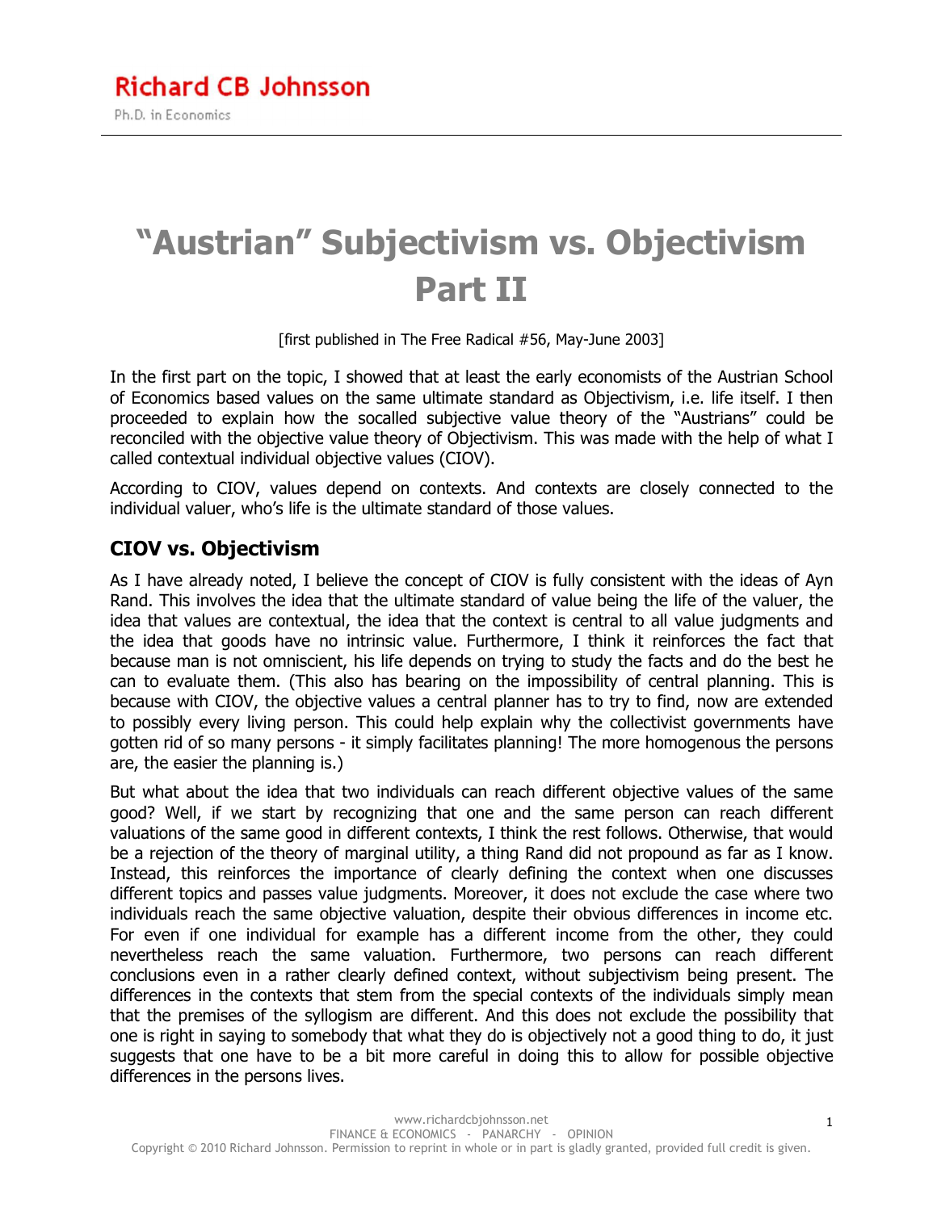Richard CB Johnsson

Ph.D. in Economics

# "Austrian" Subjectivism vs. Objectivism Part II

[first published in The Free Radical #56, May-June 2003]

In the first part on the topic, I showed that at least the early economists of the Austrian School of Economics based values on the same ultimate standard as Objectivism, i.e. life itself. I then proceeded to explain how the socalled subjective value theory of the "Austrians" could be reconciled with the objective value theory of Objectivism. This was made with the help of what I called contextual individual objective values (CIOV).

According to CIOV, values depend on contexts. And contexts are closely connected to the individual valuer, who's life is the ultimate standard of those values.

## CIOV vs. Objectivism

As I have already noted, I believe the concept of CIOV is fully consistent with the ideas of Ayn Rand. This involves the idea that the ultimate standard of value being the life of the valuer, the idea that values are contextual, the idea that the context is central to all value judgments and the idea that goods have no intrinsic value. Furthermore, I think it reinforces the fact that because man is not omniscient, his life depends on trying to study the facts and do the best he can to evaluate them. (This also has bearing on the impossibility of central planning. This is because with CIOV, the objective values a central planner has to try to find, now are extended to possibly every living person. This could help explain why the collectivist governments have gotten rid of so many persons - it simply facilitates planning! The more homogenous the persons are, the easier the planning is.)

But what about the idea that two individuals can reach different objective values of the same good? Well, if we start by recognizing that one and the same person can reach different valuations of the same good in different contexts, I think the rest follows. Otherwise, that would be a rejection of the theory of marginal utility, a thing Rand did not propound as far as I know. Instead, this reinforces the importance of clearly defining the context when one discusses different topics and passes value judgments. Moreover, it does not exclude the case where two individuals reach the same objective valuation, despite their obvious differences in income etc. For even if one individual for example has a different income from the other, they could nevertheless reach the same valuation. Furthermore, two persons can reach different conclusions even in a rather clearly defined context, without subjectivism being present. The differences in the contexts that stem from the special contexts of the individuals simply mean that the premises of the syllogism are different. And this does not exclude the possibility that one is right in saying to somebody that what they do is objectively not a good thing to do, it just suggests that one have to be a bit more careful in doing this to allow for possible objective differences in the persons lives.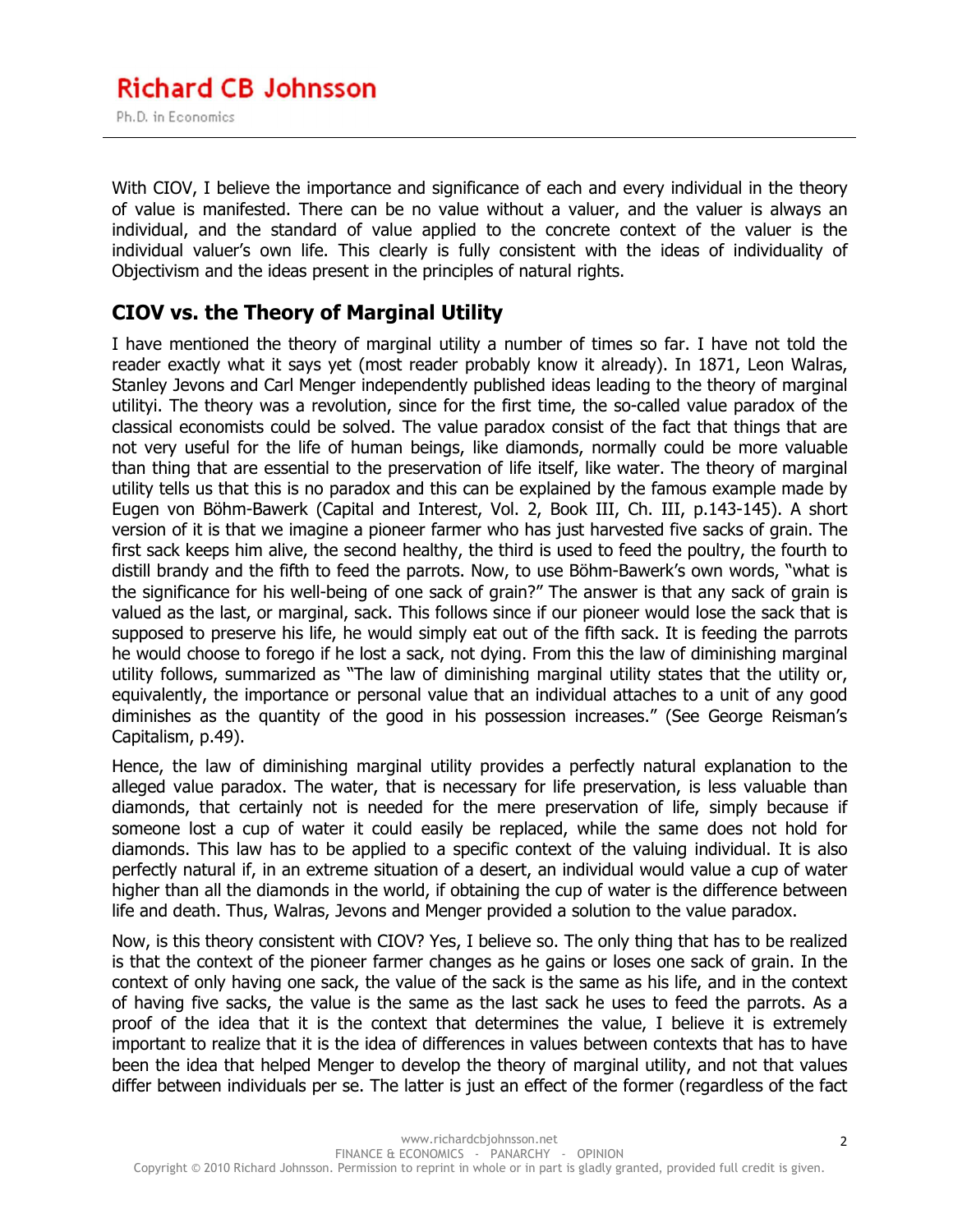With CIOV, I believe the importance and significance of each and every individual in the theory of value is manifested. There can be no value without a valuer, and the valuer is always an individual, and the standard of value applied to the concrete context of the valuer is the individual valuer's own life. This clearly is fully consistent with the ideas of individuality of Objectivism and the ideas present in the principles of natural rights.

## CIOV vs. the Theory of Marginal Utility

I have mentioned the theory of marginal utility a number of times so far. I have not told the reader exactly what it says yet (most reader probably know it already). In 1871, Leon Walras, Stanley Jevons and Carl Menger independently published ideas leading to the theory of marginal utility[i]. The theory was a revolution, since for the first time, the so-called value paradox of the classical economists could be solved. The value paradox consist of the fact that things that are not very useful for the life of human beings, like diamonds, normally could be more valuable than thing that are essential to the preservation of life itself, like water. The theory of marginal utility tells us that this is no paradox and this can be explained by the famous example made by Eugen von Böhm-Bawerk (Capital and Interest, Vol. 2, Book III, Ch. III, p.143-145). A short version of it is that we imagine a pioneer farmer who has just harvested five sacks of grain. The first sack keeps him alive, the second healthy, the third is used to feed the poultry, the fourth to distill brandy and the fifth to feed the parrots. Now, to use Böhm-Bawerk's own words, "what is the significance for his well-being of one sack of grain?" The answer is that any sack of grain is valued as the last, or marginal, sack. This follows since if our pioneer would lose the sack that is supposed to preserve his life, he would simply eat out of the fifth sack. It is feeding the parrots he would choose to forego if he lost a sack, not dying. From this the law of diminishing marginal utility follows, summarized as "The law of diminishing marginal utility states that the utility or, equivalently, the importance or personal value that an individual attaches to a unit of any good diminishes as the quantity of the good in his possession increases." (See George Reisman's Capitalism, p.49).

Hence, the law of diminishing marginal utility provides a perfectly natural explanation to the alleged value paradox. The water, that is necessary for life preservation, is less valuable than diamonds, that certainly not is needed for the mere preservation of life, simply because if someone lost a cup of water it could easily be replaced, while the same does not hold for diamonds. This law has to be applied to a specific context of the valuing individual. It is also perfectly natural if, in an extreme situation of a desert, an individual would value a cup of water higher than all the diamonds in the world, if obtaining the cup of water is the difference between life and death. Thus, Walras, Jevons and Menger provided a solution to the value paradox.

Now, is this theory consistent with CIOV? Yes, I believe so. The only thing that has to be realized is that the context of the pioneer farmer changes as he gains or loses one sack of grain. In the context of only having one sack, the value of the sack is the same as his life, and in the context of having five sacks, the value is the same as the last sack he uses to feed the parrots. As a proof of the idea that it is the context that determines the value, I believe it is extremely important to realize that it is the idea of differences in values between contexts that has to have been the idea that helped Menger to develop the theory of marginal utility, and not that values differ between individuals per se. The latter is just an effect of the former (regardless of the fact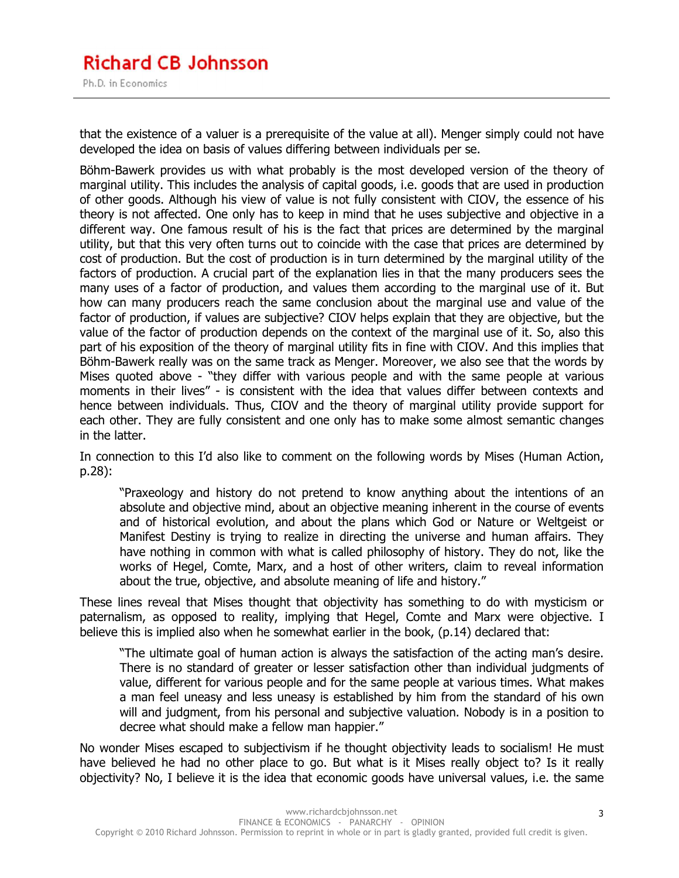that the existence of a valuer is a prerequisite of the value at all). Menger simply could not have developed the idea on basis of values differing between individuals per se.

Böhm-Bawerk provides us with what probably is the most developed version of the theory of marginal utility. This includes the analysis of capital goods, i.e. goods that are used in production of other goods. Although his view of value is not fully consistent with CIOV, the essence of his theory is not affected. One only has to keep in mind that he uses subjective and objective in a different way. One famous result of his is the fact that prices are determined by the marginal utility, but that this very often turns out to coincide with the case that prices are determined by cost of production. But the cost of production is in turn determined by the marginal utility of the factors of production. A crucial part of the explanation lies in that the many producers sees the many uses of a factor of production, and values them according to the marginal use of it. But how can many producers reach the same conclusion about the marginal use and value of the factor of production, if values are subjective? CIOV helps explain that they are objective, but the value of the factor of production depends on the context of the marginal use of it. So, also this part of his exposition of the theory of marginal utility fits in fine with CIOV. And this implies that Böhm-Bawerk really was on the same track as Menger. Moreover, we also see that the words by Mises quoted above - "they differ with various people and with the same people at various moments in their lives" - is consistent with the idea that values differ between contexts and hence between individuals. Thus, CIOV and the theory of marginal utility provide support for each other. They are fully consistent and one only has to make some almost semantic changes in the latter.

In connection to this I'd also like to comment on the following words by Mises (Human Action, p.28):

> "Praxeology and history do not pretend to know anything about the intentions of an absolute and objective mind, about an objective meaning inherent in the course of events and of historical evolution, and about the plans which God or Nature or Weltgeist or Manifest Destiny is trying to realize in directing the universe and human affairs. They have nothing in common with what is called philosophy of history. They do not, like the works of Hegel, Comte, Marx, and a host of other writers, claim to reveal information about the true, objective, and absolute meaning of life and history."

These lines reveal that Mises thought that objectivity has something to do with mysticism or paternalism, as opposed to reality, implying that Hegel, Comte and Marx were objective. I believe this is implied also when he somewhat earlier in the book, (p.14) declared that:

> "The ultimate goal of human action is always the satisfaction of the acting man's desire. There is no standard of greater or lesser satisfaction other than individual judgments of value, different for various people and for the same people at various times. What makes a man feel uneasy and less uneasy is established by him from the standard of his own will and judgment, from his personal and subjective valuation. Nobody is in a position to decree what should make a fellow man happier."

No wonder Mises escaped to subjectivism if he thought objectivity leads to socialism! He must have believed he had no other place to go. But what is it Mises really object to? Is it really objectivity? No, I believe it is the idea that economic goods have universal values, i.e. the same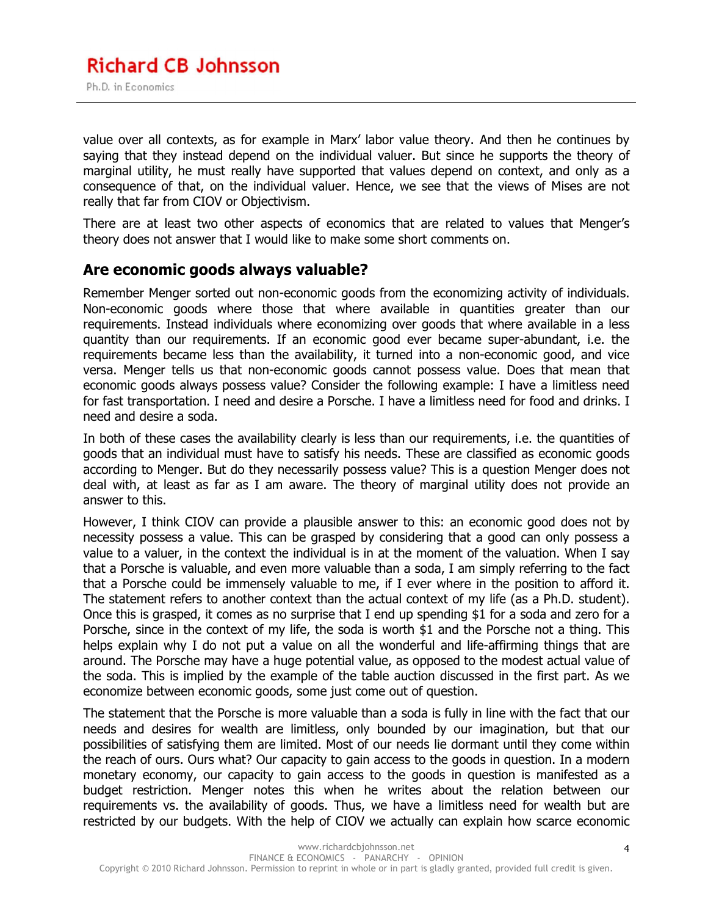value over all contexts, as for example in Marx' labor value theory. And then he continues by saying that they instead depend on the individual valuer. But since he supports the theory of marginal utility, he must really have supported that values depend on context, and only as a consequence of that, on the individual valuer. Hence, we see that the views of Mises are not really that far from CIOV or Objectivism.

There are at least two other aspects of economics that are related to values that Menger's theory does not answer that I would like to make some short comments on.

## Are economic goods always valuable?

Remember Menger sorted out non-economic goods from the economizing activity of individuals. Non-economic goods where those that where available in quantities greater than our requirements. Instead individuals where economizing over goods that where available in a less quantity than our requirements. If an economic good ever became super-abundant, i.e. the requirements became less than the availability, it turned into a non-economic good, and vice versa. Menger tells us that non-economic goods cannot possess value. Does that mean that economic goods always possess value? Consider the following example: I have a limitless need for fast transportation. I need and desire a Porsche. I have a limitless need for food and drinks. I need and desire a soda.

In both of these cases the availability clearly is less than our requirements, i.e. the quantities of goods that an individual must have to satisfy his needs. These are classified as economic goods according to Menger. But do they necessarily possess value? This is a question Menger does not deal with, at least as far as I am aware. The theory of marginal utility does not provide an answer to this.

However, I think CIOV can provide a plausible answer to this: an economic good does not by necessity possess a value. This can be grasped by considering that a good can only possess a value to a valuer, in the context the individual is in at the moment of the valuation. When I say that a Porsche is valuable, and even more valuable than a soda, I am simply referring to the fact that a Porsche could be immensely valuable to me, if I ever where in the position to afford it. The statement refers to another context than the actual context of my life (as a Ph.D. student). Once this is grasped, it comes as no surprise that I end up spending $1 for a soda and zero for a Porsche, since in the context of my life, the soda is worth $1 and the Porsche not a thing. This helps explain why I do not put a value on all the wonderful and life-affirming things that are around. The Porsche may have a huge potential value, as opposed to the modest actual value of the soda. This is implied by the example of the table auction discussed in the first part. As we economize between economic goods, some just come out of question.

The statement that the Porsche is more valuable than a soda is fully in line with the fact that our needs and desires for wealth are limitless, only bounded by our imagination, but that our possibilities of satisfying them are limited. Most of our needs lie dormant until they come within the reach of ours. Ours what? Our capacity to gain access to the goods in question. In a modern monetary economy, our capacity to gain access to the goods in question is manifested as a budget restriction. Menger notes this when he writes about the relation between our requirements vs. the availability of goods. Thus, we have a limitless need for wealth but are restricted by our budgets. With the help of CIOV we actually can explain how scarce economic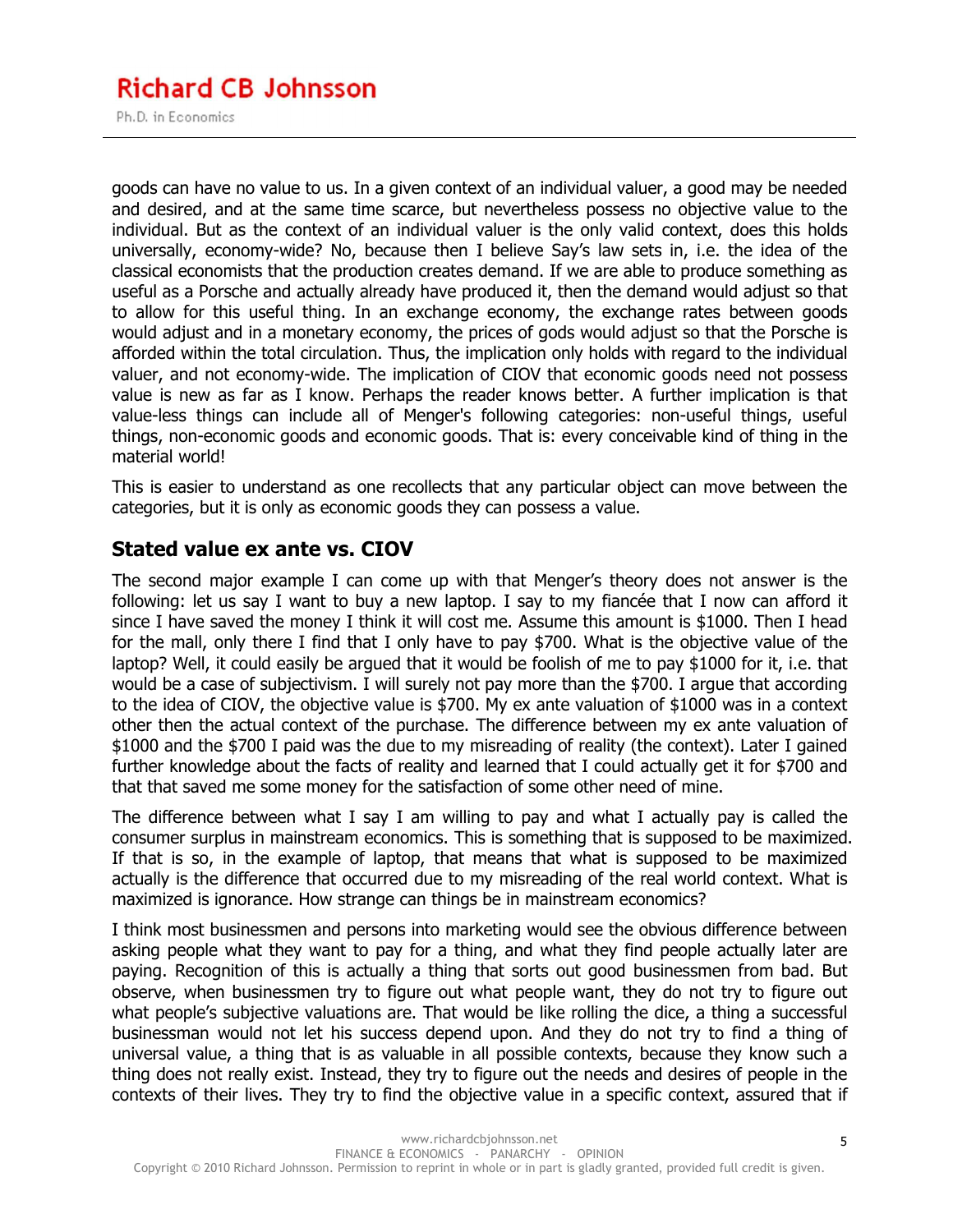goods can have no value to us. In a given context of an individual valuer, a good may be needed and desired, and at the same time scarce, but nevertheless possess no objective value to the individual. But as the context of an individual valuer is the only valid context, does this holds universally, economy-wide? No, because then I believe Say's law sets in, i.e. the idea of the classical economists that the production creates demand. If we are able to produce something as useful as a Porsche and actually already have produced it, then the demand would adjust so that to allow for this useful thing. In an exchange economy, the exchange rates between goods would adjust and in a monetary economy, the prices of gods would adjust so that the Porsche is afforded within the total circulation. Thus, the implication only holds with regard to the individual valuer, and not economy-wide. The implication of CIOV that economic goods need not possess value is new as far as I know. Perhaps the reader knows better. A further implication is that value-less things can include all of Menger's following categories: non-useful things, useful things, non-economic goods and economic goods. That is: every conceivable kind of thing in the material world!

This is easier to understand as one recollects that any particular object can move between the categories, but it is only as economic goods they can possess a value.

## Stated value ex ante vs. CIOV

The second major example I can come up with that Menger's theory does not answer is the following: let us say I want to buy a new laptop. I say to my fiancée that I now can afford it since I have saved the money I think it will cost me. Assume this amount is $1000. Then I head for the mall, only there I find that I only have to pay $700. What is the objective value of the laptop? Well, it could easily be argued that it would be foolish of me to pay $1000 for it, i.e. that would be a case of subjectivism. I will surely not pay more than the $700. I argue that according to the idea of CIOV, the objective value is $700. My ex ante valuation of $1000 was in a context other then the actual context of the purchase. The difference between my ex ante valuation of $1000 and the $700 I paid was the due to my misreading of reality (the context). Later I gained further knowledge about the facts of reality and learned that I could actually get it for $700 and that that saved me some money for the satisfaction of some other need of mine.

The difference between what I say I am willing to pay and what I actually pay is called the consumer surplus in mainstream economics. This is something that is supposed to be maximized. If that is so, in the example of laptop, that means that what is supposed to be maximized actually is the difference that occurred due to my misreading of the real world context. What is maximized is ignorance. How strange can things be in mainstream economics?

I think most businessmen and persons into marketing would see the obvious difference between asking people what they want to pay for a thing, and what they find people actually later are paying. Recognition of this is actually a thing that sorts out good businessmen from bad. But observe, when businessmen try to figure out what people want, they do not try to figure out what people's subjective valuations are. That would be like rolling the dice, a thing a successful businessman would not let his success depend upon. And they do not try to find a thing of universal value, a thing that is as valuable in all possible contexts, because they know such a thing does not really exist. Instead, they try to figure out the needs and desires of people in the contexts of their lives. They try to find the objective value in a specific context, assured that if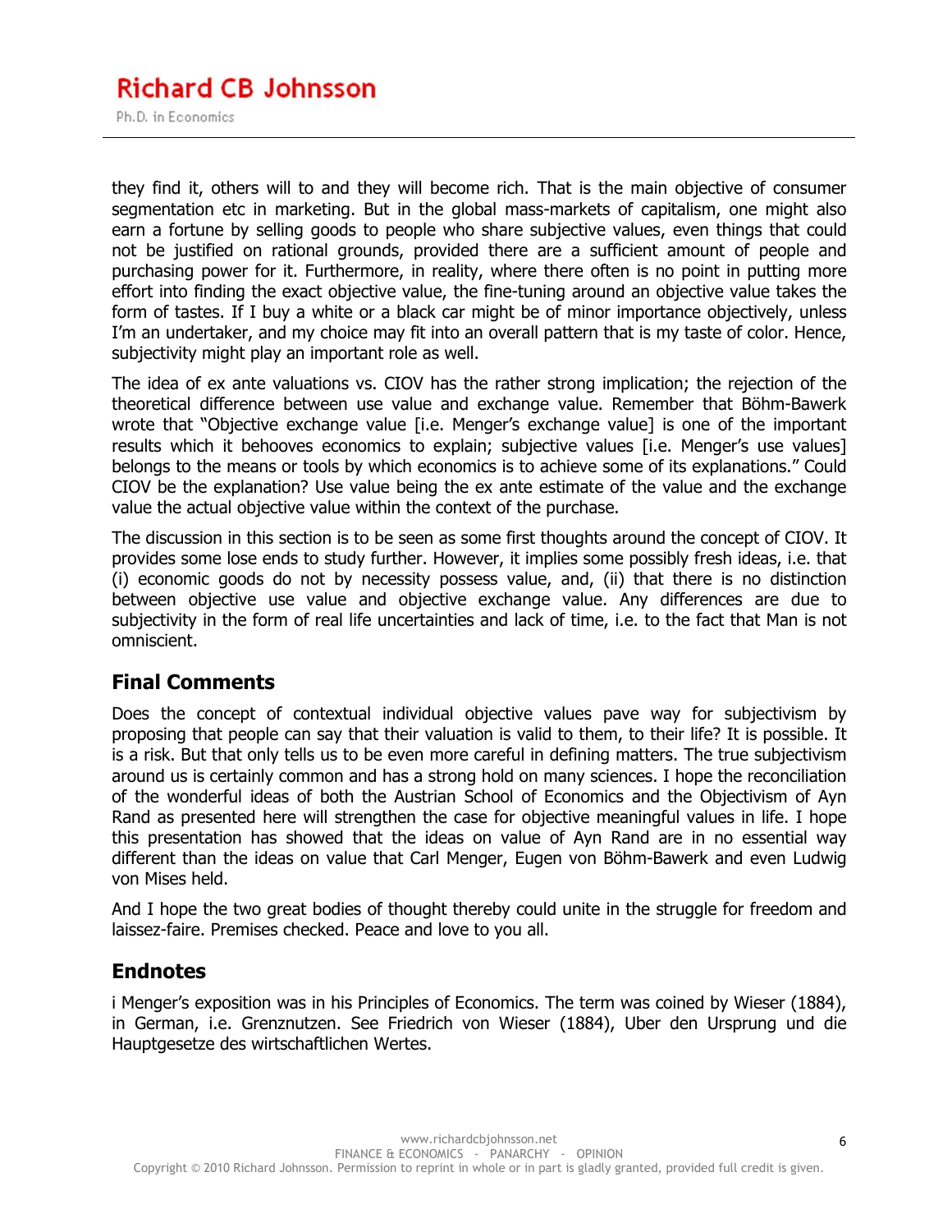they find it, others will to and they will become rich. That is the main objective of consumer segmentation etc in marketing. But in the global mass-markets of capitalism, one might also earn a fortune by selling goods to people who share subjective values, even things that could not be justified on rational grounds, provided there are a sufficient amount of people and purchasing power for it. Furthermore, in reality, where there often is no point in putting more effort into finding the exact objective value, the fine-tuning around an objective value takes the form of tastes. If I buy a white or a black car might be of minor importance objectively, unless I'm an undertaker, and my choice may fit into an overall pattern that is my taste of color. Hence, subjectivity might play an important role as well.

The idea of ex ante valuations vs. CIOV has the rather strong implication; the rejection of the theoretical difference between use value and exchange value. Remember that Böhm-Bawerk wrote that "Objective exchange value [i.e. Menger's exchange value] is one of the important results which it behooves economics to explain; subjective values [i.e. Menger's use values] belongs to the means or tools by which economics is to achieve some of its explanations." Could CIOV be the explanation? Use value being the ex ante estimate of the value and the exchange value the actual objective value within the context of the purchase.

The discussion in this section is to be seen as some first thoughts around the concept of CIOV. It provides some lose ends to study further. However, it implies some possibly fresh ideas, i.e. that (i) economic goods do not by necessity possess value, and, (ii) that there is no distinction between objective use value and objective exchange value. Any differences are due to subjectivity in the form of real life uncertainties and lack of time, i.e. to the fact that Man is not omniscient.

## Final Comments

Does the concept of contextual individual objective values pave way for subjectivism by proposing that people can say that their valuation is valid to them, to their life? It is possible. It is a risk. But that only tells us to be even more careful in defining matters. The true subjectivism around us is certainly common and has a strong hold on many sciences. I hope the reconciliation of the wonderful ideas of both the Austrian School of Economics and the Objectivism of Ayn Rand as presented here will strengthen the case for objective meaningful values in life. I hope this presentation has showed that the ideas on value of Ayn Rand are in no essential way different than the ideas on value that Carl Menger, Eugen von Böhm-Bawerk and even Ludwig von Mises held.

And I hope the two great bodies of thought thereby could unite in the struggle for freedom and laissez-faire. Premises checked. Peace and love to you all.

## Endnotes

i Menger's exposition was in his Principles of Economics. The term was coined by Wieser (1884), in German, i.e. Grenznutzen. See Friedrich von Wieser (1884), Uber den Ursprung und die Hauptgesetze des wirtschaftlichen Wertes.